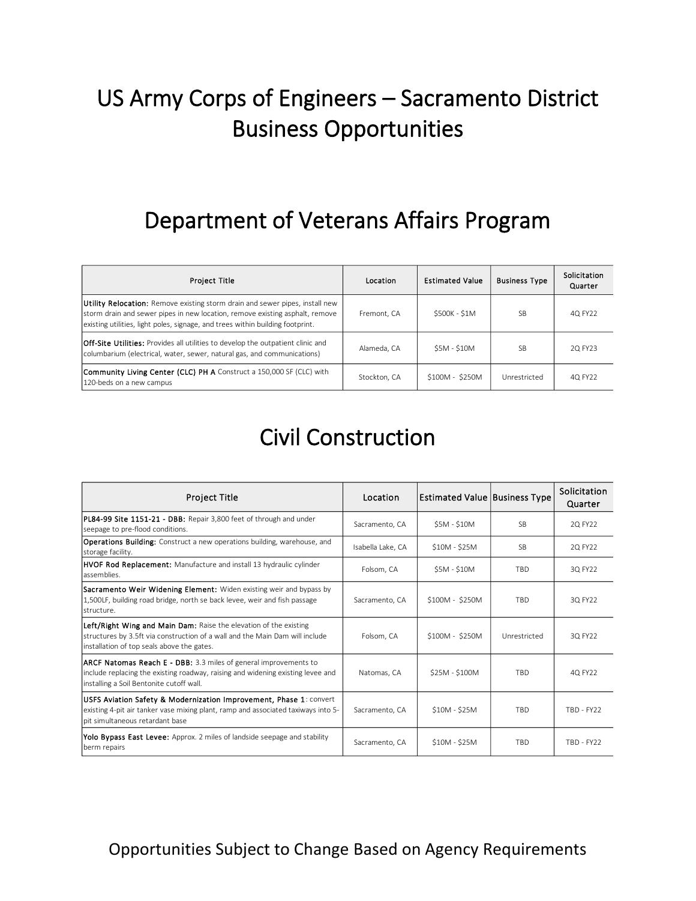# US Army Corps of Engineers – Sacramento District Business Opportunities

## Department of Veterans Affairs Program

| Project Title | Location | Estimated Value | Business Type | Solicitation Quarter |
|---|---|---|---|---|
| **Utility Relocation:** Remove existing storm drain and sewer pipes, install new storm drain and sewer pipes in new location, remove existing asphalt, remove existing utilities, light poles, signage, and trees within building footprint. | Fremont, CA | $500K - $1M | SB | 4Q FY22 |
| **Off-Site Utilities:** Provides all utilities to develop the outpatient clinic and columbarium (electrical, water, sewer, natural gas, and communications) | Alameda, CA | $5M - $10M | SB | 2Q FY23 |
| **Community Living Center (CLC) PH A** Construct a 150,000 SF (CLC) with 120-beds on a new campus | Stockton, CA | $100M - $250M | Unrestricted | 4Q FY22 |

## Civil Construction

| Project Title | Location | Estimated Value | Business Type | Solicitation Quarter |
|---|---|---|---|---|
| **PL84-99 Site 1151-21 - DBB:** Repair 3,800 feet of through and under seepage to pre-flood conditions. | Sacramento, CA | $5M - $10M | SB | 2Q FY22 |
| **Operations Building:** Construct a new operations building, warehouse, and storage facility. | Isabella Lake, CA | $10M - $25M | SB | 2Q FY22 |
| **HVOF Rod Replacement:** Manufacture and install 13 hydraulic cylinder assemblies. | Folsom, CA | $5M - $10M | TBD | 3Q FY22 |
| **Sacramento Weir Widening Element:** Widen existing weir and bypass by 1,500LF, building road bridge, north se back levee, weir and fish passage structure. | Sacramento, CA | $100M - $250M | TBD | 3Q FY22 |
| **Left/Right Wing and Main Dam:** Raise the elevation of the existing structures by 3.5ft via construction of a wall and the Main Dam will include installation of top seals above the gates. | Folsom, CA | $100M - $250M | Unrestricted | 3Q FY22 |
| **ARCF Natomas Reach E - DBB:** 3.3 miles of general improvements to include replacing the existing roadway, raising and widening existing levee and installing a Soil Bentonite cutoff wall. | Natomas, CA | $25M - $100M | TBD | 4Q FY22 |
| **USFS Aviation Safety & Modernization Improvement, Phase 1**: convert existing 4-pit air tanker vase mixing plant, ramp and associated taxiways into 5-pit simultaneous retardant base | Sacramento, CA | $10M - $25M | TBD | TBD - FY22 |
| **Yolo Bypass East Levee:** Approx. 2 miles of landside seepage and stability berm repairs | Sacramento, CA | $10M - $25M | TBD | TBD - FY22 |

Opportunities Subject to Change Based on Agency Requirements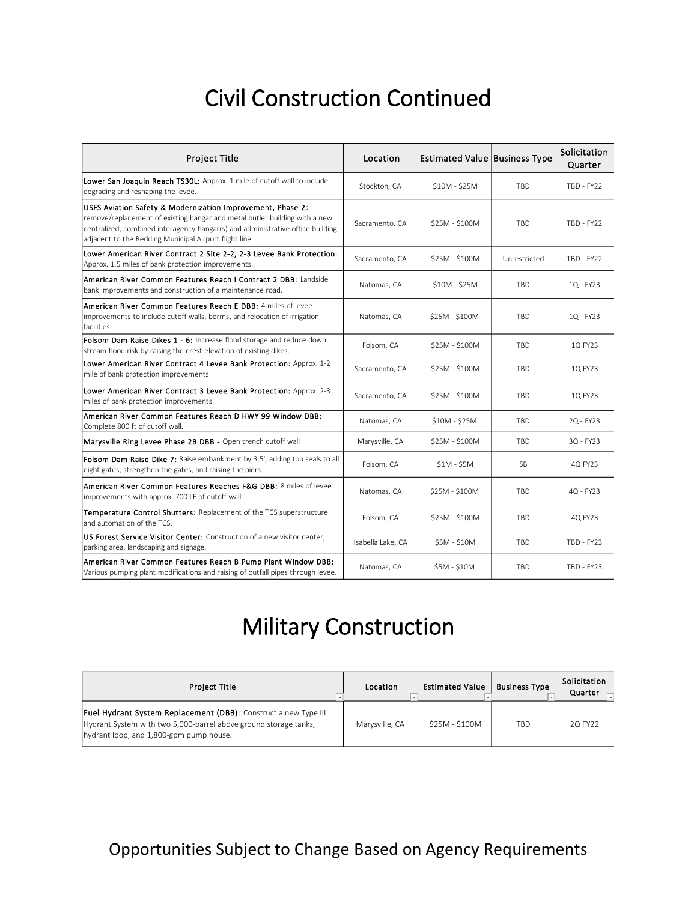# Civil Construction Continued

| Project Title | Location | Estimated Value | Business Type | Solicitation Quarter |
|---|---|---|---|---|
| **Lower San Joaquin Reach TS30L:** Approx. 1 mile of cutoff wall to include degrading and reshaping the levee. | Stockton, CA | $10M - $25M | TBD | TBD - FY22 |
| **USFS Aviation Safety & Modernization Improvement, Phase 2**: remove/replacement of existing hangar and metal butler building with a new centralized, combined interagency hangar(s) and administrative office building adjacent to the Redding Municipal Airport flight line. | Sacramento, CA | $25M - $100M | TBD | TBD - FY22 |
| **Lower American River Contract 2 Site 2-2, 2-3 Levee Bank Protection:** Approx. 1.5 miles of bank protection improvements. | Sacramento, CA | $25M - $100M | Unrestricted | TBD - FY22 |
| **American River Common Features Reach I Contract 2 DBB:** Landside bank improvements and construction of a maintenance road. | Natomas, CA | $10M - $25M | TBD | 1Q - FY23 |
| **American River Common Features Reach E DBB:** 4 miles of levee improvements to include cutoff walls, berms, and relocation of irrigation facilities. | Natomas, CA | $25M - $100M | TBD | 1Q - FY23 |
| **Folsom Dam Raise Dikes 1 - 6:** Increase flood storage and reduce down stream flood risk by raising the crest elevation of existing dikes. | Folsom, CA | $25M - $100M | TBD | 1Q FY23 |
| **Lower American River Contract 4 Levee Bank Protection:** Approx. 1-2 mile of bank protection improvements. | Sacramento, CA | $25M - $100M | TBD | 1Q FY23 |
| **Lower American River Contract 3 Levee Bank Protection:** Approx. 2-3 miles of bank protection improvements. | Sacramento, CA | $25M - $100M | TBD | 1Q FY23 |
| **American River Common Features Reach D HWY 99 Window DBB:** Complete 800 ft of cutoff wall. | Natomas, CA | $10M - $25M | TBD | 2Q - FY23 |
| **Marysville Ring Levee Phase 2B DBB -** Open trench cutoff wall | Marysville, CA | $25M - $100M | TBD | 3Q - FY23 |
| **Folsom Dam Raise Dike 7:** Raise embankment by 3.5', adding top seals to all eight gates, strengthen the gates, and raising the piers | Folsom, CA | $1M - $5M | SB | 4Q FY23 |
| **American River Common Features Reaches F&G DBB:** 8 miles of levee improvements with approx. 700 LF of cutoff wall | Natomas, CA | $25M - $100M | TBD | 4Q - FY23 |
| **Temperature Control Shutters:** Replacement of the TCS superstructure and automation of the TCS. | Folsom, CA | $25M - $100M | TBD | 4Q FY23 |
| **US Forest Service Visitor Center:** Construction of a new visitor center, parking area, landscaping and signage. | Isabella Lake, CA | $5M - $10M | TBD | TBD - FY23 |
| **American River Common Features Reach B Pump Plant Window DBB:** Various pumping plant modifications and raising of outfall pipes through levee. | Natomas, CA | $5M - $10M | TBD | TBD - FY23 |

# Military Construction

| Project Title | Location | Estimated Value | Business Type | Solicitation Quarter |
|---|---|---|---|---|
| **Fuel Hydrant System Replacement (DBB):** Construct a new Type III Hydrant System with two 5,000-barrel above ground storage tanks, hydrant loop, and 1,800-gpm pump house. | Marysville, CA | $25M - $100M | TBD | 2Q FY22 |

Opportunities Subject to Change Based on Agency Requirements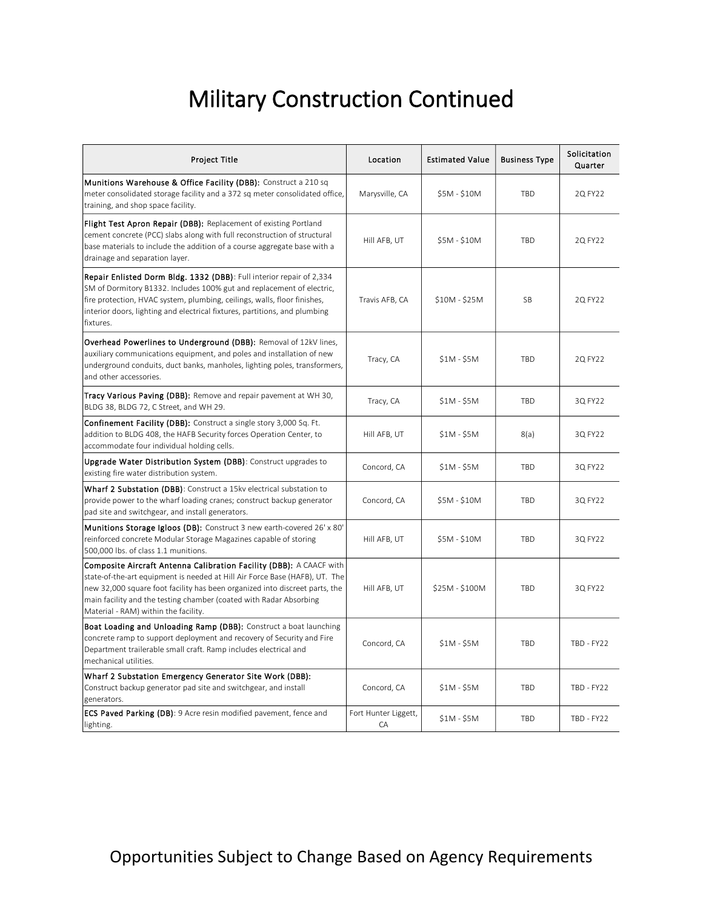# Military Construction Continued

| Project Title | Location | Estimated Value | Business Type | Solicitation Quarter |
|---|---|---|---|---|
| **Munitions Warehouse & Office Facility (DBB):** Construct a 210 sq meter consolidated storage facility and a 372 sq meter consolidated office, training, and shop space facility. | Marysville, CA | $5M - $10M | TBD | 2Q FY22 |
| **Flight Test Apron Repair (DBB):** Replacement of existing Portland cement concrete (PCC) slabs along with full reconstruction of structural base materials to include the addition of a course aggregate base with a drainage and separation layer. | Hill AFB, UT | $5M - $10M | TBD | 2Q FY22 |
| **Repair Enlisted Dorm Bldg. 1332 (DBB)**: Full interior repair of 2,334 SM of Dormitory B1332. Includes 100% gut and replacement of electric, fire protection, HVAC system, plumbing, ceilings, walls, floor finishes, interior doors, lighting and electrical fixtures, partitions, and plumbing fixtures. | Travis AFB, CA | $10M - $25M | SB | 2Q FY22 |
| **Overhead Powerlines to Underground (DBB):** Removal of 12kV lines, auxiliary communications equipment, and poles and installation of new underground conduits, duct banks, manholes, lighting poles, transformers, and other accessories. | Tracy, CA | $1M - $5M | TBD | 2Q FY22 |
| **Tracy Various Paving (DBB):** Remove and repair pavement at WH 30, BLDG 38, BLDG 72, C Street, and WH 29. | Tracy, CA | $1M - $5M | TBD | 3Q FY22 |
| **Confinement Facility (DBB):** Construct a single story 3,000 Sq. Ft. addition to BLDG 408, the HAFB Security forces Operation Center, to accommodate four individual holding cells. | Hill AFB, UT | $1M - $5M | 8(a) | 3Q FY22 |
| **Upgrade Water Distribution System (DBB)**: Construct upgrades to existing fire water distribution system. | Concord, CA | $1M - $5M | TBD | 3Q FY22 |
| **Wharf 2 Substation (DBB)**: Construct a 15kv electrical substation to provide power to the wharf loading cranes; construct backup generator pad site and switchgear, and install generators. | Concord, CA | $5M - $10M | TBD | 3Q FY22 |
| **Munitions Storage Igloos (DB):** Construct 3 new earth-covered 26' x 80' reinforced concrete Modular Storage Magazines capable of storing 500,000 lbs. of class 1.1 munitions. | Hill AFB, UT | $5M - $10M | TBD | 3Q FY22 |
| **Composite Aircraft Antenna Calibration Facility (DBB):** A CAACF with state-of-the-art equipment is needed at Hill Air Force Base (HAFB), UT. The new 32,000 square foot facility has been organized into discreet parts, the main facility and the testing chamber (coated with Radar Absorbing Material - RAM) within the facility. | Hill AFB, UT | $25M - $100M | TBD | 3Q FY22 |
| **Boat Loading and Unloading Ramp (DBB):** Construct a boat launching concrete ramp to support deployment and recovery of Security and Fire Department trailerable small craft. Ramp includes electrical and mechanical utilities. | Concord, CA | $1M - $5M | TBD | TBD - FY22 |
| **Wharf 2 Substation Emergency Generator Site Work (DBB):** Construct backup generator pad site and switchgear, and install generators. | Concord, CA | $1M - $5M | TBD | TBD - FY22 |
| **ECS Paved Parking (DB)**: 9 Acre resin modified pavement, fence and lighting. | Fort Hunter Liggett, CA | $1M - $5M | TBD | TBD - FY22 |

Opportunities Subject to Change Based on Agency Requirements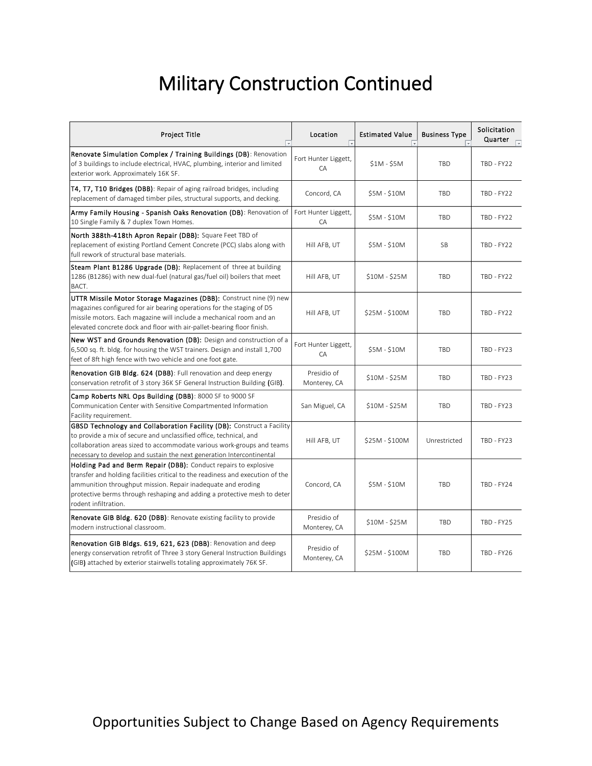# Military Construction Continued

| Project Title | Location | Estimated Value | Business Type | Solicitation Quarter |
|---|---|---|---|---|
| **Renovate Simulation Complex / Training Buildings (DB)**: Renovation of 3 buildings to include electrical, HVAC, plumbing, interior and limited exterior work. Approximately 16K SF. | Fort Hunter Liggett, CA | $1M - $5M | TBD | TBD - FY22 |
| **T4, T7, T10 Bridges (DBB)**: Repair of aging railroad bridges, including replacement of damaged timber piles, structural supports, and decking. | Concord, CA | $5M - $10M | TBD | TBD - FY22 |
| **Army Family Housing - Spanish Oaks Renovation (DB)**: Renovation of 10 Single Family & 7 duplex Town Homes. | Fort Hunter Liggett, CA | $5M - $10M | TBD | TBD - FY22 |
| **North 388th-418th Apron Repair (DBB):** Square Feet TBD of replacement of existing Portland Cement Concrete (PCC) slabs along with full rework of structural base materials. | Hill AFB, UT | $5M - $10M | SB | TBD - FY22 |
| **Steam Plant B1286 Upgrade (DB):** Replacement of three at building 1286 (B1286) with new dual-fuel (natural gas/fuel oil) boilers that meet BACT. | Hill AFB, UT | $10M - $25M | TBD | TBD - FY22 |
| **UTTR Missile Motor Storage Magazines (DBB):** Construct nine (9) new magazines configured for air bearing operations for the staging of D5 missile motors. Each magazine will include a mechanical room and an elevated concrete dock and floor with air-pallet-bearing floor finish. | Hill AFB, UT | $25M - $100M | TBD | TBD - FY22 |
| **New WST and Grounds Renovation (DB):** Design and construction of a 6,500 sq. ft. bldg. for housing the WST trainers. Design and install 1,700 feet of 8ft high fence with two vehicle and one foot gate. | Fort Hunter Liggett, CA | $5M - $10M | TBD | TBD - FY23 |
| **Renovation GIB Bldg. 624 (DBB)**: Full renovation and deep energy conservation retrofit of 3 story 36K SF General Instruction Building (GIB). | Presidio of Monterey, CA | $10M - $25M | TBD | TBD - FY23 |
| **Camp Roberts NRL Ops Building (DBB)**: 8000 SF to 9000 SF Communication Center with Sensitive Compartmented Information Facility requirement. | San Miguel, CA | $10M - $25M | TBD | TBD - FY23 |
| **GBSD Technology and Collaboration Facility (DB):** Construct a Facility to provide a mix of secure and unclassified office, technical, and collaboration areas sized to accommodate various work-groups and teams necessary to develop and sustain the next generation Intercontinental | Hill AFB, UT | $25M - $100M | Unrestricted | TBD - FY23 |
| **Holding Pad and Berm Repair (DBB):** Conduct repairs to explosive transfer and holding facilities critical to the readiness and execution of the ammunition throughput mission. Repair inadequate and eroding protective berms through reshaping and adding a protective mesh to deter rodent infiltration. | Concord, CA | $5M - $10M | TBD | TBD - FY24 |
| **Renovate GIB Bldg. 620 (DBB)**: Renovate existing facility to provide modern instructional classroom. | Presidio of Monterey, CA | $10M - $25M | TBD | TBD - FY25 |
| **Renovation GIB Bldgs. 619, 621, 623 (DBB)**: Renovation and deep energy conservation retrofit of Three 3 story General Instruction Buildings (GIB) attached by exterior stairwells totaling approximately 76K SF. | Presidio of Monterey, CA | $25M - $100M | TBD | TBD - FY26 |

Opportunities Subject to Change Based on Agency Requirements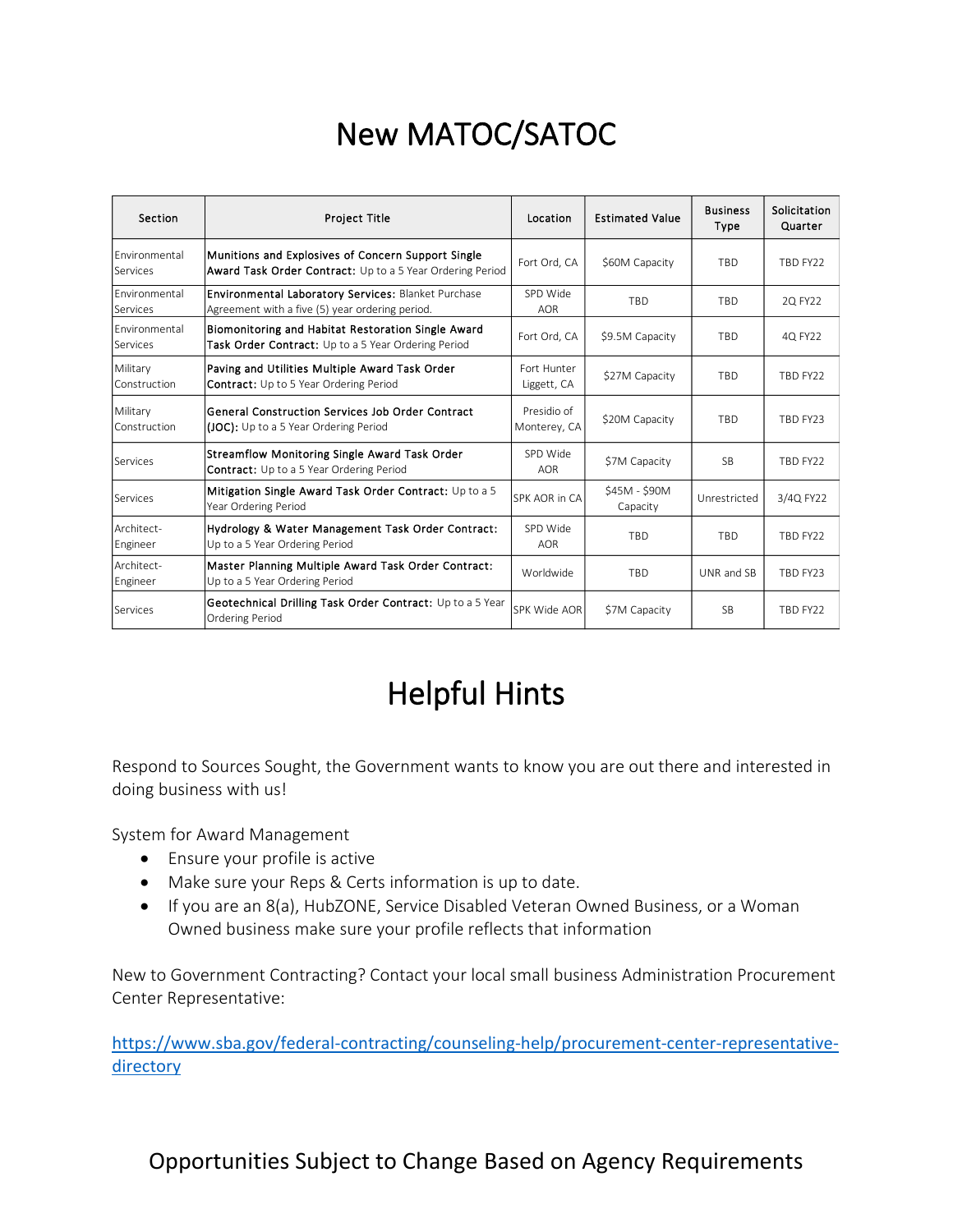# New MATOC/SATOC

| Section | Project Title | Location | Estimated Value | Business Type | Solicitation Quarter |
|---|---|---|---|---|---|
| Environmental Services | **Munitions and Explosives of Concern Support Single Award Task Order Contract:** Up to a 5 Year Ordering Period | Fort Ord, CA | $60M Capacity | TBD | TBD FY22 |
| Environmental Services | **Environmental Laboratory Services:** Blanket Purchase Agreement with a five (5) year ordering period. | SPD Wide AOR | TBD | TBD | 2Q FY22 |
| Environmental Services | **Biomonitoring and Habitat Restoration Single Award Task Order Contract:** Up to a 5 Year Ordering Period | Fort Ord, CA | $9.5M Capacity | TBD | 4Q FY22 |
| Military Construction | **Paving and Utilities Multiple Award Task Order Contract:** Up to 5 Year Ordering Period | Fort Hunter Liggett, CA | $27M Capacity | TBD | TBD FY22 |
| Military Construction | **General Construction Services Job Order Contract (JOC):** Up to a 5 Year Ordering Period | Presidio of Monterey, CA | $20M Capacity | TBD | TBD FY23 |
| Services | **Streamflow Monitoring Single Award Task Order Contract:** Up to a 5 Year Ordering Period | SPD Wide AOR | $7M Capacity | SB | TBD FY22 |
| Services | **Mitigation Single Award Task Order Contract:** Up to a 5 Year Ordering Period | SPK AOR in CA | $45M - $90M Capacity | Unrestricted | 3/4Q FY22 |
| Architect-Engineer | **Hydrology & Water Management Task Order Contract:** Up to a 5 Year Ordering Period | SPD Wide AOR | TBD | TBD | TBD FY22 |
| Architect-Engineer | **Master Planning Multiple Award Task Order Contract:** Up to a 5 Year Ordering Period | Worldwide | TBD | UNR and SB | TBD FY23 |
| Services | **Geotechnical Drilling Task Order Contract:** Up to a 5 Year Ordering Period | SPK Wide AOR | $7M Capacity | SB | TBD FY22 |

# Helpful Hints

Respond to Sources Sought, the Government wants to know you are out there and interested in doing business with us!

System for Award Management

- Ensure your profile is active
- Make sure your Reps & Certs information is up to date.
- If you are an 8(a), HubZONE, Service Disabled Veteran Owned Business, or a Woman Owned business make sure your profile reflects that information

New to Government Contracting? Contact your local small business Administration Procurement Center Representative:

https://www.sba.gov/federal-contracting/counseling-help/procurement-center-representative-directory

## Opportunities Subject to Change Based on Agency Requirements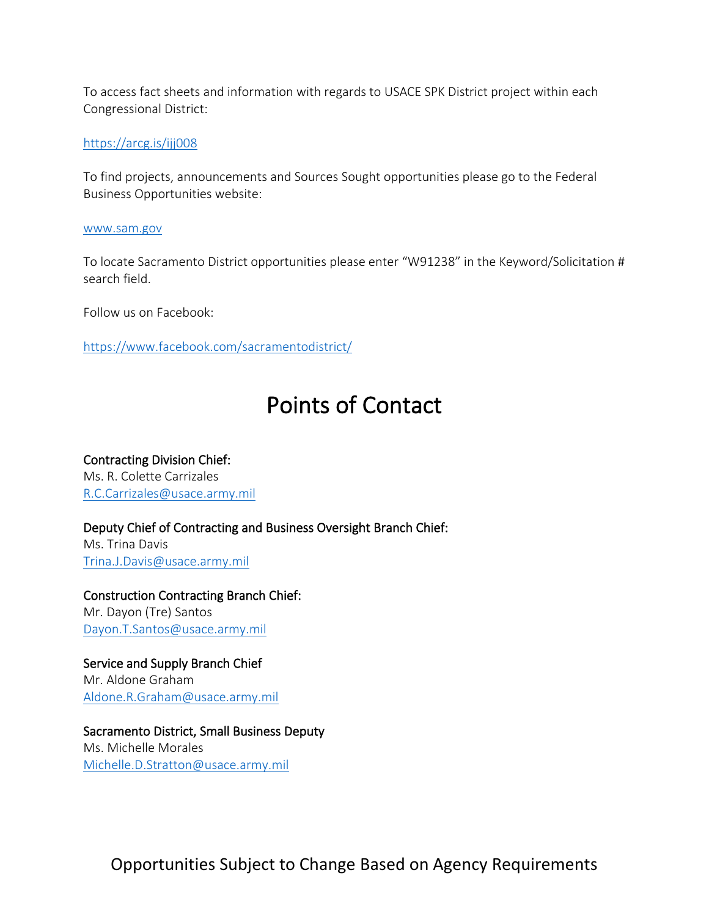To access fact sheets and information with regards to USACE SPK District project within each Congressional District:

https://arcg.is/ijj008

To find projects, announcements and Sources Sought opportunities please go to the Federal Business Opportunities website:

www.sam.gov

To locate Sacramento District opportunities please enter "W91238" in the Keyword/Solicitation # search field.

Follow us on Facebook:

https://www.facebook.com/sacramentodistrict/

# Points of Contact

**Contracting Division Chief:**
Ms. R. Colette Carrizales
R.C.Carrizales@usace.army.mil

**Deputy Chief of Contracting and Business Oversight Branch Chief:**
Ms. Trina Davis
Trina.J.Davis@usace.army.mil

**Construction Contracting Branch Chief:**
Mr. Dayon (Tre) Santos
Dayon.T.Santos@usace.army.mil

**Service and Supply Branch Chief**
Mr. Aldone Graham
Aldone.R.Graham@usace.army.mil

**Sacramento District, Small Business Deputy**
Ms. Michelle Morales
Michelle.D.Stratton@usace.army.mil

Opportunities Subject to Change Based on Agency Requirements